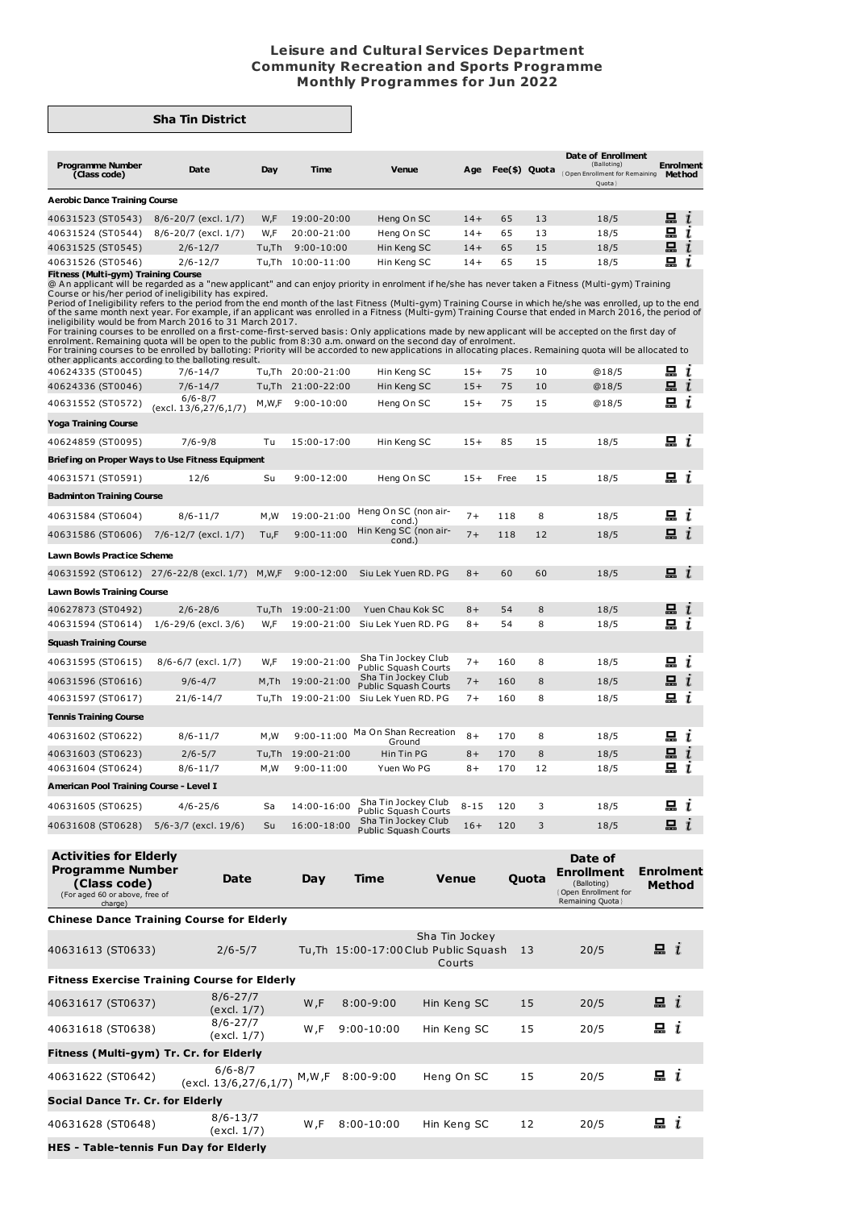# Leisure and Cultural Services Department
## Community Recreation and Sports Programme
## Monthly Programmes for Jun 2022

### Sha Tin District

| Programme Number (Class code) | Date | Day | Time | Venue | Age | Fee($) | Quota | Date of Enrollment (Balloting) (Open Enrollment for Remaining Quota) | Enrolment Method |
|---|---|---|---|---|---|---|---|---|---|
| **Aerobic Dance Training Course** | | | | | | | | | |
| 40631523 (ST0543) | 8/6-20/7 (excl. 1/7) | W,F | 19:00-20:00 | Heng On SC | 14+ | 65 | 13 | 18/5 | |
| 40631524 (ST0544) | 8/6-20/7 (excl. 1/7) | W,F | 20:00-21:00 | Heng On SC | 14+ | 65 | 13 | 18/5 | |
| 40631525 (ST0545) | 2/6-12/7 | Tu,Th | 9:00-10:00 | Hin Keng SC | 14+ | 65 | 15 | 18/5 | |
| 40631526 (ST0546) | 2/6-12/7 | Tu,Th | 10:00-11:00 | Hin Keng SC | 14+ | 65 | 15 | 18/5 | |
| **Fitness (Multi-gym) Training Course** | | | | | | | | | |
| 40624335 (ST0045) | 7/6-14/7 | Tu,Th | 20:00-21:00 | Hin Keng SC | 15+ | 75 | 10 | @18/5 | |
| 40624336 (ST0046) | 7/6-14/7 | Tu,Th | 21:00-22:00 | Hin Keng SC | 15+ | 75 | 10 | @18/5 | |
| 40631552 (ST0572) | 6/6-8/7 (excl. 13/6,27/6,1/7) | M,W,F | 9:00-10:00 | Heng On SC | 15+ | 75 | 15 | @18/5 | |
| **Yoga Training Course** | | | | | | | | | |
| 40624859 (ST0095) | 7/6-9/8 | Tu | 15:00-17:00 | Hin Keng SC | 15+ | 85 | 15 | 18/5 | |
| **Briefing on Proper Ways to Use Fitness Equipment** | | | | | | | | | |
| 40631571 (ST0591) | 12/6 | Su | 9:00-12:00 | Heng On SC | 15+ | Free | 15 | 18/5 | |
| **Badminton Training Course** | | | | | | | | | |
| 40631584 (ST0604) | 8/6-11/7 | M,W | 19:00-21:00 | Heng On SC (non air-cond.) | 7+ | 118 | 8 | 18/5 | |
| 40631586 (ST0606) | 7/6-12/7 (excl. 1/7) | Tu,F | 9:00-11:00 | Hin Keng SC (non air-cond.) | 7+ | 118 | 12 | 18/5 | |
| **Lawn Bowls Practice Scheme** | | | | | | | | | |
| 40631592 (ST0612) | 27/6-22/8 (excl. 1/7) | M,W,F | 9:00-12:00 | Siu Lek Yuen RD. PG | 8+ | 60 | 60 | 18/5 | |
| **Lawn Bowls Training Course** | | | | | | | | | |
| 40627873 (ST0492) | 2/6-28/6 | Tu,Th | 19:00-21:00 | Yuen Chau Kok SC | 8+ | 54 | 8 | 18/5 | |
| 40631594 (ST0614) | 1/6-29/6 (excl. 3/6) | W,F | 19:00-21:00 | Siu Lek Yuen RD. PG | 8+ | 54 | 8 | 18/5 | |
| **Squash Training Course** | | | | | | | | | |
| 40631595 (ST0615) | 8/6-6/7 (excl. 1/7) | W,F | 19:00-21:00 | Sha Tin Jockey Club Public Squash Courts | 7+ | 160 | 8 | 18/5 | |
| 40631596 (ST0616) | 9/6-4/7 | M,Th | 19:00-21:00 | Sha Tin Jockey Club Public Squash Courts | 7+ | 160 | 8 | 18/5 | |
| 40631597 (ST0617) | 21/6-14/7 | Tu,Th | 19:00-21:00 | Siu Lek Yuen RD. PG | 7+ | 160 | 8 | 18/5 | |
| **Tennis Training Course** | | | | | | | | | |
| 40631602 (ST0622) | 8/6-11/7 | M,W | 9:00-11:00 | Ma On Shan Recreation Ground | 8+ | 170 | 8 | 18/5 | |
| 40631603 (ST0623) | 2/6-5/7 | Tu,Th | 19:00-21:00 | Hin Tin PG | 8+ | 170 | 8 | 18/5 | |
| 40631604 (ST0624) | 8/6-11/7 | M,W | 9:00-11:00 | Yuen Wo PG | 8+ | 170 | 12 | 18/5 | |
| **American Pool Training Course - Level I** | | | | | | | | | |
| 40631605 (ST0625) | 4/6-25/6 | Sa | 14:00-16:00 | Sha Tin Jockey Club Public Squash Courts | 8-15 | 120 | 3 | 18/5 | |
| 40631608 (ST0628) | 5/6-3/7 (excl. 19/6) | Su | 16:00-18:00 | Sha Tin Jockey Club Public Squash Courts | 16+ | 120 | 3 | 18/5 | |

**Fitness (Multi-gym) Training Course** notes:

@ An applicant will be regarded as a "new applicant" and can enjoy priority in enrolment if he/she has never taken a Fitness (Multi-gym) Training Course or his/her period of ineligibility has expired.

Period of Ineligibility refers to the period from the end month of the last Fitness (Multi-gym) Training Course in which he/she was enrolled, up to the end of the same month next year. For example, if an applicant was enrolled in a Fitness (Multi-gym) Training Course that ended in March 2016, the period of ineligibility would be from March 2016 to 31 March 2017.

For training courses to be enrolled on a first-come-first-served basis: Only applications made by new applicant will be accepted on the first day of enrolment. Remaining quota will be open to the public from 8:30 a.m. onward on the second day of enrolment.

For training courses to be enrolled by balloting: Priority will be accorded to new applications in allocating places. Remaining quota will be allocated to other applicants according to the balloting result.

| Activities for Elderly Programme Number (Class code) (For aged 60 or above, free of charge) | Date | Day | Time | Venue | Quota | Date of Enrollment (Balloting) (Open Enrollment for Remaining Quota) | Enrolment Method |
|---|---|---|---|---|---|---|---|
| **Chinese Dance Training Course for Elderly** | | | | | | | |
| 40631613 (ST0633) | 2/6-5/7 | Tu,Th | 15:00-17:00 | Sha Tin Jockey Club Public Squash Courts | 13 | 20/5 | |
| **Fitness Exercise Training Course for Elderly** | | | | | | | |
| 40631617 (ST0637) | 8/6-27/7 (excl. 1/7) | W,F | 8:00-9:00 | Hin Keng SC | 15 | 20/5 | |
| 40631618 (ST0638) | 8/6-27/7 (excl. 1/7) | W,F | 9:00-10:00 | Hin Keng SC | 15 | 20/5 | |
| **Fitness (Multi-gym) Tr. Cr. for Elderly** | | | | | | | |
| 40631622 (ST0642) | 6/6-8/7 (excl. 13/6,27/6,1/7) | M,W,F | 8:00-9:00 | Heng On SC | 15 | 20/5 | |
| **Social Dance Tr. Cr. for Elderly** | | | | | | | |
| 40631628 (ST0648) | 8/6-13/7 (excl. 1/7) | W,F | 8:00-10:00 | Hin Keng SC | 12 | 20/5 | |
| **HES - Table-tennis Fun Day for Elderly** | | | | | | | |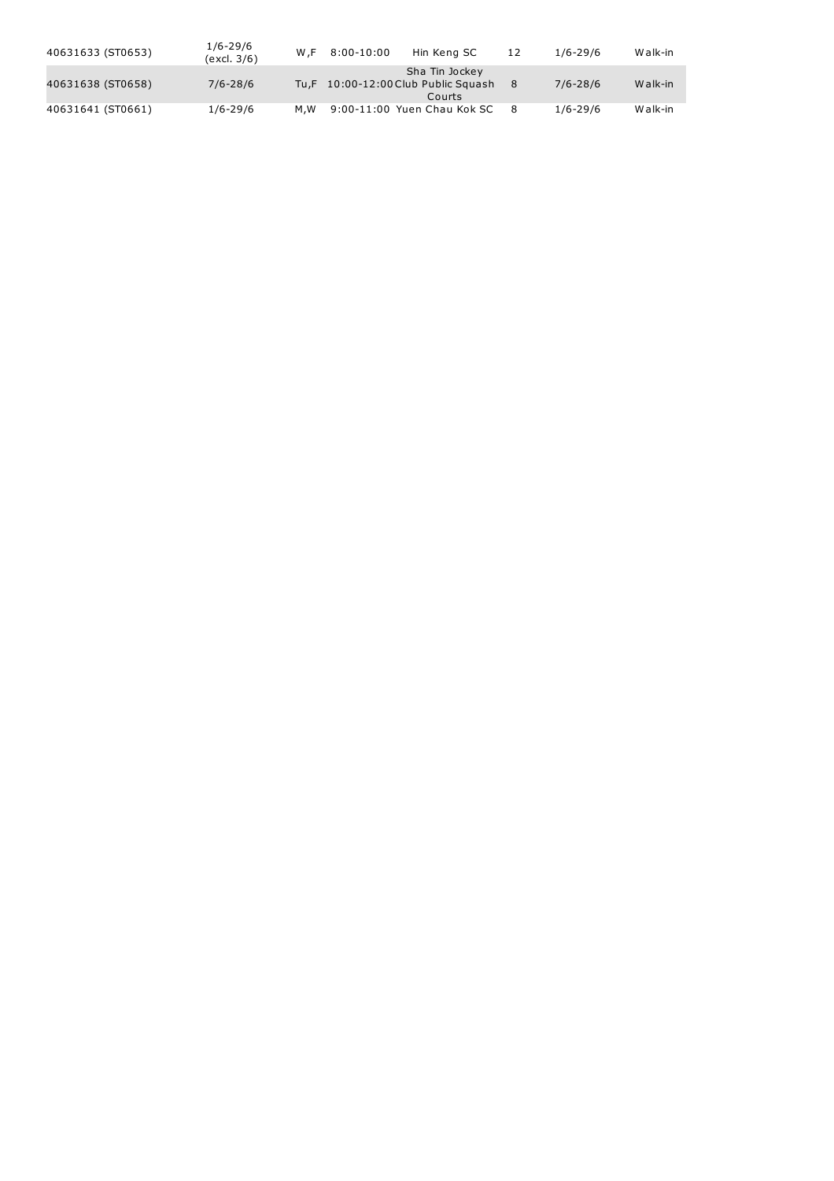| | | | | | | | |
|---|---|---|---|---|---|---|---|
| 40631633 (ST0653) | 1/6-29/6 (excl. 3/6) | W,F | 8:00-10:00 | Hin Keng SC | 12 | 1/6-29/6 | Walk-in |
| 40631638 (ST0658) | 7/6-28/6 | Tu,F | 10:00-12:00 | Sha Tin Jockey Club Public Squash Courts | 8 | 7/6-28/6 | Walk-in |
| 40631641 (ST0661) | 1/6-29/6 | M,W | 9:00-11:00 | Yuen Chau Kok SC | 8 | 1/6-29/6 | Walk-in |